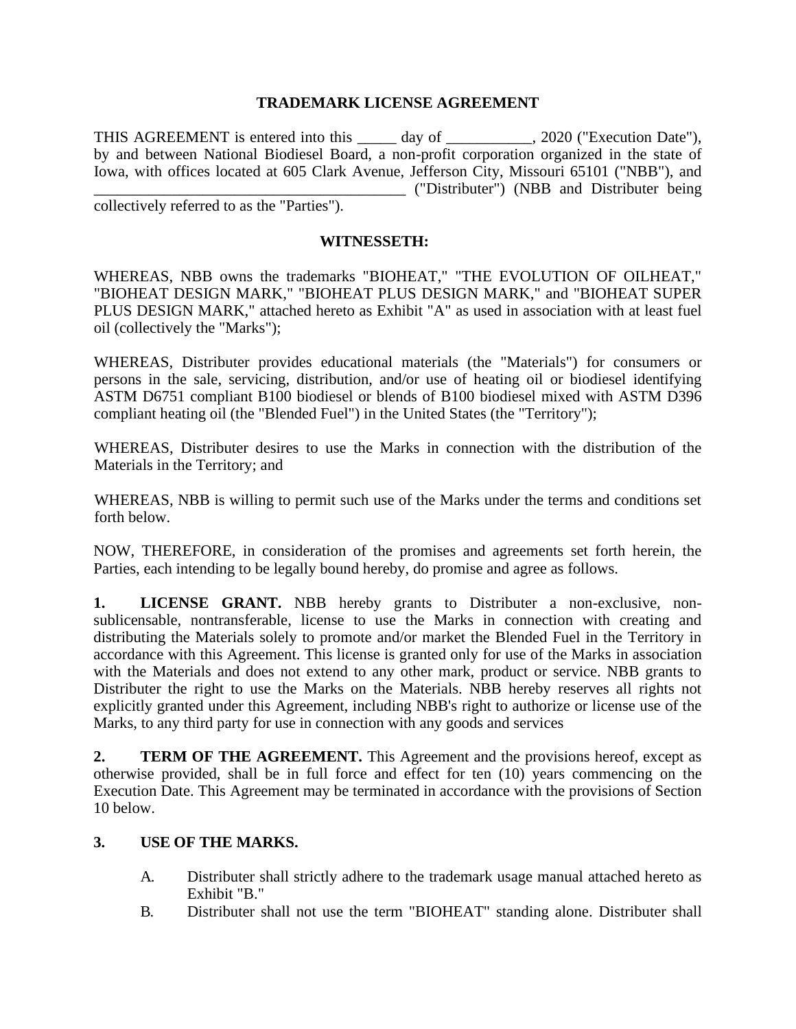# TRADEMARK LICENSE AGREEMENT

THIS AGREEMENT is entered into this _____ day of ___________, 2020 ("Execution Date"), by and between National Biodiesel Board, a non-profit corporation organized in the state of Iowa, with offices located at 605 Clark Avenue, Jefferson City, Missouri 65101 ("NBB"), and ________________________________________ ("Distributer") (NBB and Distributer being collectively referred to as the "Parties").

## WITNESSETH:

WHEREAS, NBB owns the trademarks "BIOHEAT," "THE EVOLUTION OF OILHEAT," "BIOHEAT DESIGN MARK," "BIOHEAT PLUS DESIGN MARK," and "BIOHEAT SUPER PLUS DESIGN MARK," attached hereto as Exhibit "A" as used in association with at least fuel oil (collectively the "Marks");

WHEREAS, Distributer provides educational materials (the "Materials") for consumers or persons in the sale, servicing, distribution, and/or use of heating oil or biodiesel identifying ASTM D6751 compliant B100 biodiesel or blends of B100 biodiesel mixed with ASTM D396 compliant heating oil (the "Blended Fuel") in the United States (the "Territory");

WHEREAS, Distributer desires to use the Marks in connection with the distribution of the Materials in the Territory; and

WHEREAS, NBB is willing to permit such use of the Marks under the terms and conditions set forth below.

NOW, THEREFORE, in consideration of the promises and agreements set forth herein, the Parties, each intending to be legally bound hereby, do promise and agree as follows.

**1. LICENSE GRANT.** NBB hereby grants to Distributer a non-exclusive, non-sublicensable, nontransferable, license to use the Marks in connection with creating and distributing the Materials solely to promote and/or market the Blended Fuel in the Territory in accordance with this Agreement. This license is granted only for use of the Marks in association with the Materials and does not extend to any other mark, product or service. NBB grants to Distributer the right to use the Marks on the Materials. NBB hereby reserves all rights not explicitly granted under this Agreement, including NBB's right to authorize or license use of the Marks, to any third party for use in connection with any goods and services

**2. TERM OF THE AGREEMENT.** This Agreement and the provisions hereof, except as otherwise provided, shall be in full force and effect for ten (10) years commencing on the Execution Date. This Agreement may be terminated in accordance with the provisions of Section 10 below.

**3. USE OF THE MARKS.**

A. Distributer shall strictly adhere to the trademark usage manual attached hereto as Exhibit "B."

B. Distributer shall not use the term "BIOHEAT" standing alone. Distributer shall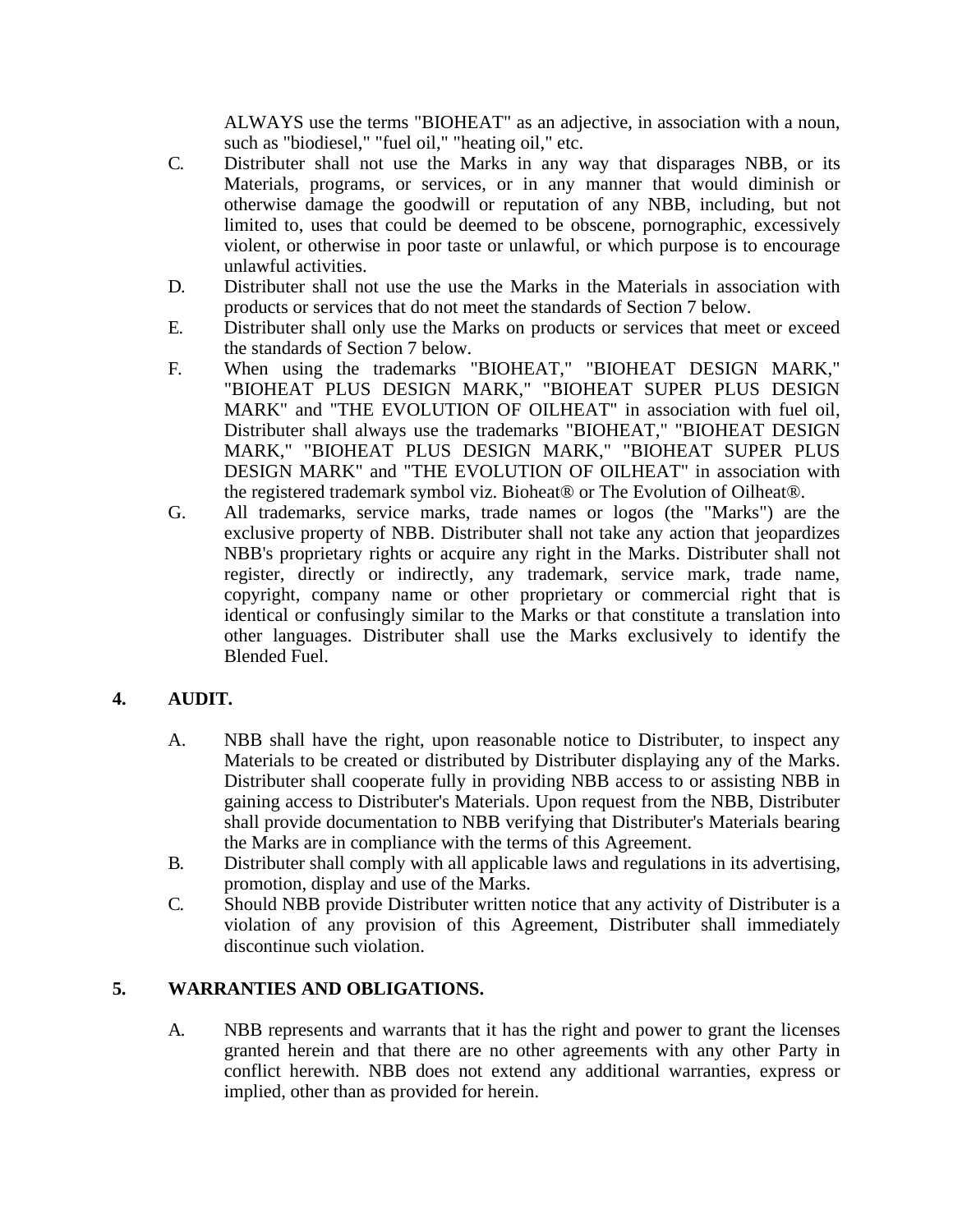ALWAYS use the terms "BIOHEAT" as an adjective, in association with a noun, such as "biodiesel," "fuel oil," "heating oil," etc.

C. Distributer shall not use the Marks in any way that disparages NBB, or its Materials, programs, or services, or in any manner that would diminish or otherwise damage the goodwill or reputation of any NBB, including, but not limited to, uses that could be deemed to be obscene, pornographic, excessively violent, or otherwise in poor taste or unlawful, or which purpose is to encourage unlawful activities.

D. Distributer shall not use the use the Marks in the Materials in association with products or services that do not meet the standards of Section 7 below.

E. Distributer shall only use the Marks on products or services that meet or exceed the standards of Section 7 below.

F. When using the trademarks "BIOHEAT," "BIOHEAT DESIGN MARK," "BIOHEAT PLUS DESIGN MARK," "BIOHEAT SUPER PLUS DESIGN MARK" and "THE EVOLUTION OF OILHEAT" in association with fuel oil, Distributer shall always use the trademarks "BIOHEAT," "BIOHEAT DESIGN MARK," "BIOHEAT PLUS DESIGN MARK," "BIOHEAT SUPER PLUS DESIGN MARK" and "THE EVOLUTION OF OILHEAT" in association with the registered trademark symbol viz. Bioheat® or The Evolution of Oilheat®.

G. All trademarks, service marks, trade names or logos (the "Marks") are the exclusive property of NBB. Distributer shall not take any action that jeopardizes NBB's proprietary rights or acquire any right in the Marks. Distributer shall not register, directly or indirectly, any trademark, service mark, trade name, copyright, company name or other proprietary or commercial right that is identical or confusingly similar to the Marks or that constitute a translation into other languages. Distributer shall use the Marks exclusively to identify the Blended Fuel.

## 4. AUDIT.

A. NBB shall have the right, upon reasonable notice to Distributer, to inspect any Materials to be created or distributed by Distributer displaying any of the Marks. Distributer shall cooperate fully in providing NBB access to or assisting NBB in gaining access to Distributer's Materials. Upon request from the NBB, Distributer shall provide documentation to NBB verifying that Distributer's Materials bearing the Marks are in compliance with the terms of this Agreement.

B. Distributer shall comply with all applicable laws and regulations in its advertising, promotion, display and use of the Marks.

C. Should NBB provide Distributer written notice that any activity of Distributer is a violation of any provision of this Agreement, Distributer shall immediately discontinue such violation.

## 5. WARRANTIES AND OBLIGATIONS.

A. NBB represents and warrants that it has the right and power to grant the licenses granted herein and that there are no other agreements with any other Party in conflict herewith. NBB does not extend any additional warranties, express or implied, other than as provided for herein.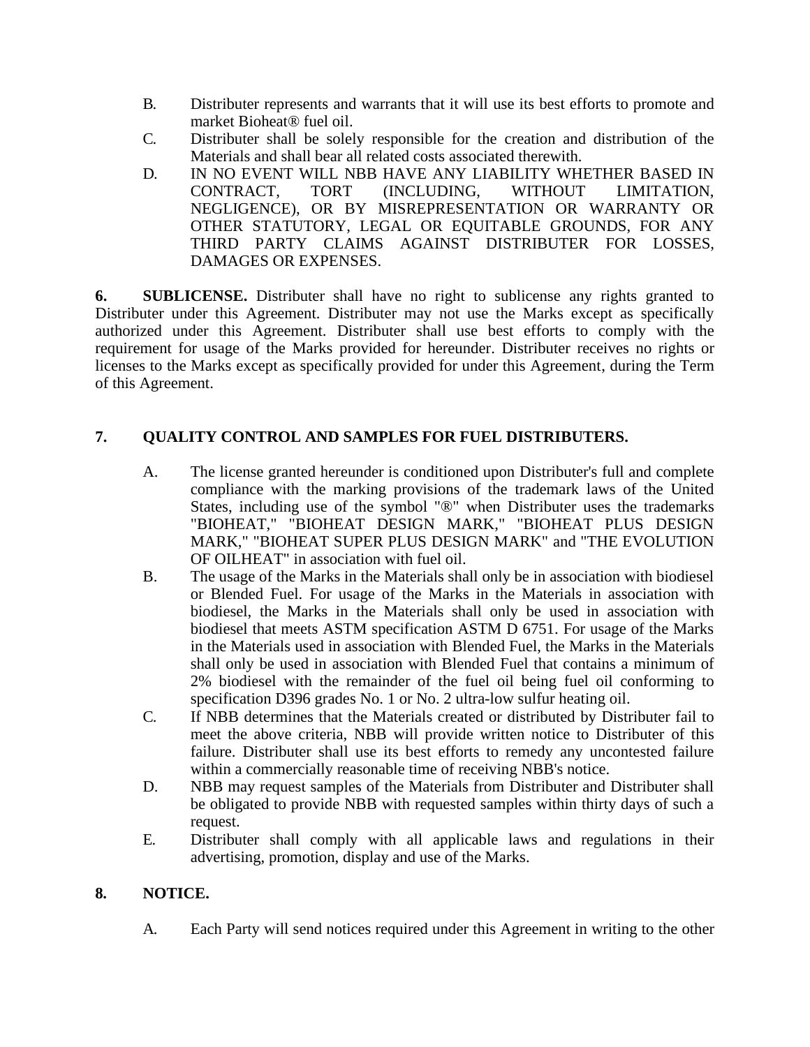B. Distributer represents and warrants that it will use its best efforts to promote and market Bioheat® fuel oil.

C. Distributer shall be solely responsible for the creation and distribution of the Materials and shall bear all related costs associated therewith.

D. IN NO EVENT WILL NBB HAVE ANY LIABILITY WHETHER BASED IN CONTRACT, TORT (INCLUDING, WITHOUT LIMITATION, NEGLIGENCE), OR BY MISREPRESENTATION OR WARRANTY OR OTHER STATUTORY, LEGAL OR EQUITABLE GROUNDS, FOR ANY THIRD PARTY CLAIMS AGAINST DISTRIBUTER FOR LOSSES, DAMAGES OR EXPENSES.

**6. SUBLICENSE.** Distributer shall have no right to sublicense any rights granted to Distributer under this Agreement. Distributer may not use the Marks except as specifically authorized under this Agreement. Distributer shall use best efforts to comply with the requirement for usage of the Marks provided for hereunder. Distributer receives no rights or licenses to the Marks except as specifically provided for under this Agreement, during the Term of this Agreement.

**7. QUALITY CONTROL AND SAMPLES FOR FUEL DISTRIBUTERS.**

A. The license granted hereunder is conditioned upon Distributer's full and complete compliance with the marking provisions of the trademark laws of the United States, including use of the symbol "®" when Distributer uses the trademarks "BIOHEAT," "BIOHEAT DESIGN MARK," "BIOHEAT PLUS DESIGN MARK," "BIOHEAT SUPER PLUS DESIGN MARK" and "THE EVOLUTION OF OILHEAT" in association with fuel oil.

B. The usage of the Marks in the Materials shall only be in association with biodiesel or Blended Fuel. For usage of the Marks in the Materials in association with biodiesel, the Marks in the Materials shall only be used in association with biodiesel that meets ASTM specification ASTM D 6751. For usage of the Marks in the Materials used in association with Blended Fuel, the Marks in the Materials shall only be used in association with Blended Fuel that contains a minimum of 2% biodiesel with the remainder of the fuel oil being fuel oil conforming to specification D396 grades No. 1 or No. 2 ultra-low sulfur heating oil.

C. If NBB determines that the Materials created or distributed by Distributer fail to meet the above criteria, NBB will provide written notice to Distributer of this failure. Distributer shall use its best efforts to remedy any uncontested failure within a commercially reasonable time of receiving NBB's notice.

D. NBB may request samples of the Materials from Distributer and Distributer shall be obligated to provide NBB with requested samples within thirty days of such a request.

E. Distributer shall comply with all applicable laws and regulations in their advertising, promotion, display and use of the Marks.

**8. NOTICE.**

A. Each Party will send notices required under this Agreement in writing to the other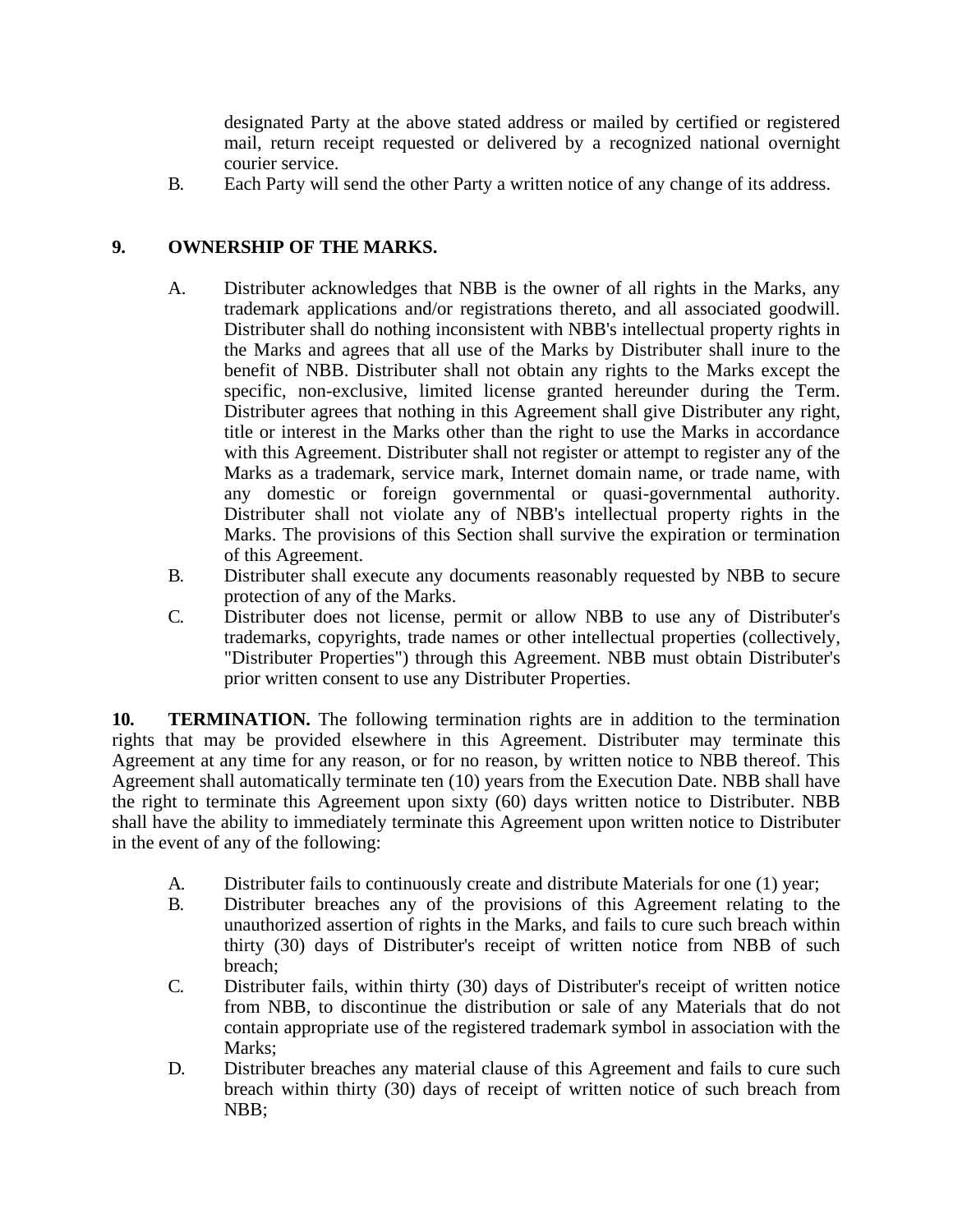designated Party at the above stated address or mailed by certified or registered mail, return receipt requested or delivered by a recognized national overnight courier service.

B. Each Party will send the other Party a written notice of any change of its address.

**9. OWNERSHIP OF THE MARKS.**

A. Distributer acknowledges that NBB is the owner of all rights in the Marks, any trademark applications and/or registrations thereto, and all associated goodwill. Distributer shall do nothing inconsistent with NBB's intellectual property rights in the Marks and agrees that all use of the Marks by Distributer shall inure to the benefit of NBB. Distributer shall not obtain any rights to the Marks except the specific, non-exclusive, limited license granted hereunder during the Term. Distributer agrees that nothing in this Agreement shall give Distributer any right, title or interest in the Marks other than the right to use the Marks in accordance with this Agreement. Distributer shall not register or attempt to register any of the Marks as a trademark, service mark, Internet domain name, or trade name, with any domestic or foreign governmental or quasi-governmental authority. Distributer shall not violate any of NBB's intellectual property rights in the Marks. The provisions of this Section shall survive the expiration or termination of this Agreement.

B. Distributer shall execute any documents reasonably requested by NBB to secure protection of any of the Marks.

C. Distributer does not license, permit or allow NBB to use any of Distributer's trademarks, copyrights, trade names or other intellectual properties (collectively, "Distributer Properties") through this Agreement. NBB must obtain Distributer's prior written consent to use any Distributer Properties.

**10. TERMINATION.** The following termination rights are in addition to the termination rights that may be provided elsewhere in this Agreement. Distributer may terminate this Agreement at any time for any reason, or for no reason, by written notice to NBB thereof. This Agreement shall automatically terminate ten (10) years from the Execution Date. NBB shall have the right to terminate this Agreement upon sixty (60) days written notice to Distributer. NBB shall have the ability to immediately terminate this Agreement upon written notice to Distributer in the event of any of the following:

A. Distributer fails to continuously create and distribute Materials for one (1) year;

B. Distributer breaches any of the provisions of this Agreement relating to the unauthorized assertion of rights in the Marks, and fails to cure such breach within thirty (30) days of Distributer's receipt of written notice from NBB of such breach;

C. Distributer fails, within thirty (30) days of Distributer's receipt of written notice from NBB, to discontinue the distribution or sale of any Materials that do not contain appropriate use of the registered trademark symbol in association with the Marks;

D. Distributer breaches any material clause of this Agreement and fails to cure such breach within thirty (30) days of receipt of written notice of such breach from NBB;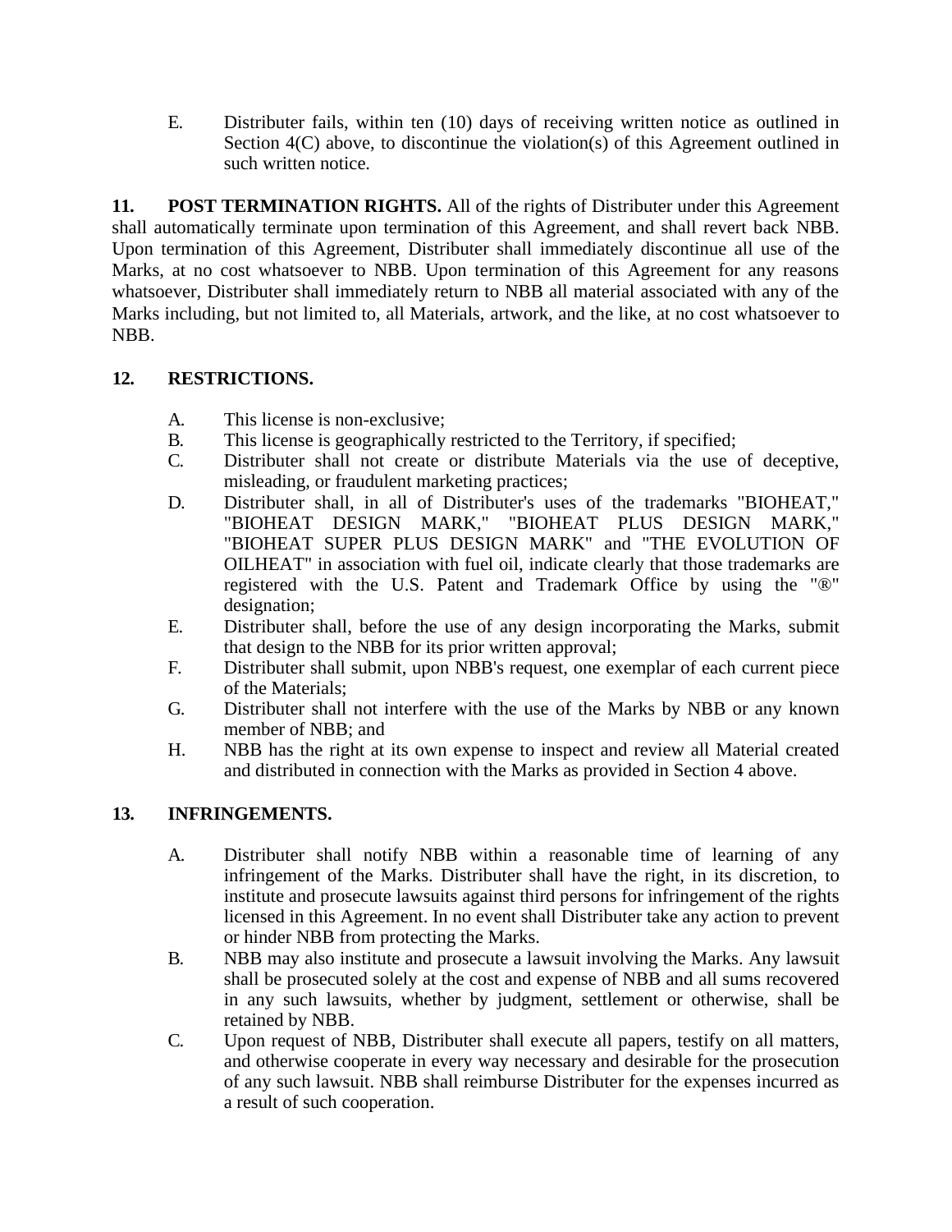E. Distributer fails, within ten (10) days of receiving written notice as outlined in Section 4(C) above, to discontinue the violation(s) of this Agreement outlined in such written notice.

**11. POST TERMINATION RIGHTS.** All of the rights of Distributer under this Agreement shall automatically terminate upon termination of this Agreement, and shall revert back NBB. Upon termination of this Agreement, Distributer shall immediately discontinue all use of the Marks, at no cost whatsoever to NBB. Upon termination of this Agreement for any reasons whatsoever, Distributer shall immediately return to NBB all material associated with any of the Marks including, but not limited to, all Materials, artwork, and the like, at no cost whatsoever to NBB.

**12. RESTRICTIONS.**

A. This license is non-exclusive;

B. This license is geographically restricted to the Territory, if specified;

C. Distributer shall not create or distribute Materials via the use of deceptive, misleading, or fraudulent marketing practices;

D. Distributer shall, in all of Distributer's uses of the trademarks "BIOHEAT," "BIOHEAT DESIGN MARK," "BIOHEAT PLUS DESIGN MARK," "BIOHEAT SUPER PLUS DESIGN MARK" and "THE EVOLUTION OF OILHEAT" in association with fuel oil, indicate clearly that those trademarks are registered with the U.S. Patent and Trademark Office by using the "®" designation;

E. Distributer shall, before the use of any design incorporating the Marks, submit that design to the NBB for its prior written approval;

F. Distributer shall submit, upon NBB's request, one exemplar of each current piece of the Materials;

G. Distributer shall not interfere with the use of the Marks by NBB or any known member of NBB; and

H. NBB has the right at its own expense to inspect and review all Material created and distributed in connection with the Marks as provided in Section 4 above.

**13. INFRINGEMENTS.**

A. Distributer shall notify NBB within a reasonable time of learning of any infringement of the Marks. Distributer shall have the right, in its discretion, to institute and prosecute lawsuits against third persons for infringement of the rights licensed in this Agreement. In no event shall Distributer take any action to prevent or hinder NBB from protecting the Marks.

B. NBB may also institute and prosecute a lawsuit involving the Marks. Any lawsuit shall be prosecuted solely at the cost and expense of NBB and all sums recovered in any such lawsuits, whether by judgment, settlement or otherwise, shall be retained by NBB.

C. Upon request of NBB, Distributer shall execute all papers, testify on all matters, and otherwise cooperate in every way necessary and desirable for the prosecution of any such lawsuit. NBB shall reimburse Distributer for the expenses incurred as a result of such cooperation.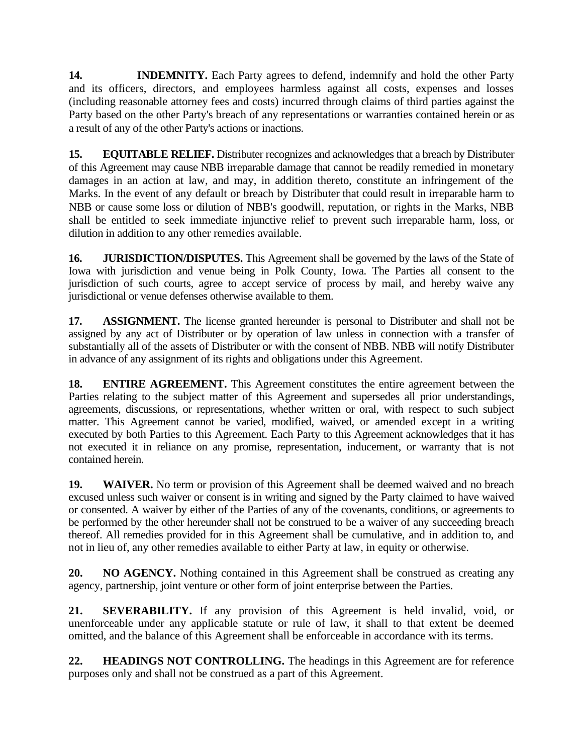**14. INDEMNITY.** Each Party agrees to defend, indemnify and hold the other Party and its officers, directors, and employees harmless against all costs, expenses and losses (including reasonable attorney fees and costs) incurred through claims of third parties against the Party based on the other Party's breach of any representations or warranties contained herein or as a result of any of the other Party's actions or inactions.

**15. EQUITABLE RELIEF.** Distributer recognizes and acknowledges that a breach by Distributer of this Agreement may cause NBB irreparable damage that cannot be readily remedied in monetary damages in an action at law, and may, in addition thereto, constitute an infringement of the Marks. In the event of any default or breach by Distributer that could result in irreparable harm to NBB or cause some loss or dilution of NBB's goodwill, reputation, or rights in the Marks, NBB shall be entitled to seek immediate injunctive relief to prevent such irreparable harm, loss, or dilution in addition to any other remedies available.

**16. JURISDICTION/DISPUTES.** This Agreement shall be governed by the laws of the State of Iowa with jurisdiction and venue being in Polk County, Iowa. The Parties all consent to the jurisdiction of such courts, agree to accept service of process by mail, and hereby waive any jurisdictional or venue defenses otherwise available to them.

**17. ASSIGNMENT.** The license granted hereunder is personal to Distributer and shall not be assigned by any act of Distributer or by operation of law unless in connection with a transfer of substantially all of the assets of Distributer or with the consent of NBB. NBB will notify Distributer in advance of any assignment of its rights and obligations under this Agreement.

**18. ENTIRE AGREEMENT.** This Agreement constitutes the entire agreement between the Parties relating to the subject matter of this Agreement and supersedes all prior understandings, agreements, discussions, or representations, whether written or oral, with respect to such subject matter. This Agreement cannot be varied, modified, waived, or amended except in a writing executed by both Parties to this Agreement. Each Party to this Agreement acknowledges that it has not executed it in reliance on any promise, representation, inducement, or warranty that is not contained herein.

**19. WAIVER.** No term or provision of this Agreement shall be deemed waived and no breach excused unless such waiver or consent is in writing and signed by the Party claimed to have waived or consented. A waiver by either of the Parties of any of the covenants, conditions, or agreements to be performed by the other hereunder shall not be construed to be a waiver of any succeeding breach thereof. All remedies provided for in this Agreement shall be cumulative, and in addition to, and not in lieu of, any other remedies available to either Party at law, in equity or otherwise.

**20. NO AGENCY.** Nothing contained in this Agreement shall be construed as creating any agency, partnership, joint venture or other form of joint enterprise between the Parties.

**21. SEVERABILITY.** If any provision of this Agreement is held invalid, void, or unenforceable under any applicable statute or rule of law, it shall to that extent be deemed omitted, and the balance of this Agreement shall be enforceable in accordance with its terms.

**22. HEADINGS NOT CONTROLLING.** The headings in this Agreement are for reference purposes only and shall not be construed as a part of this Agreement.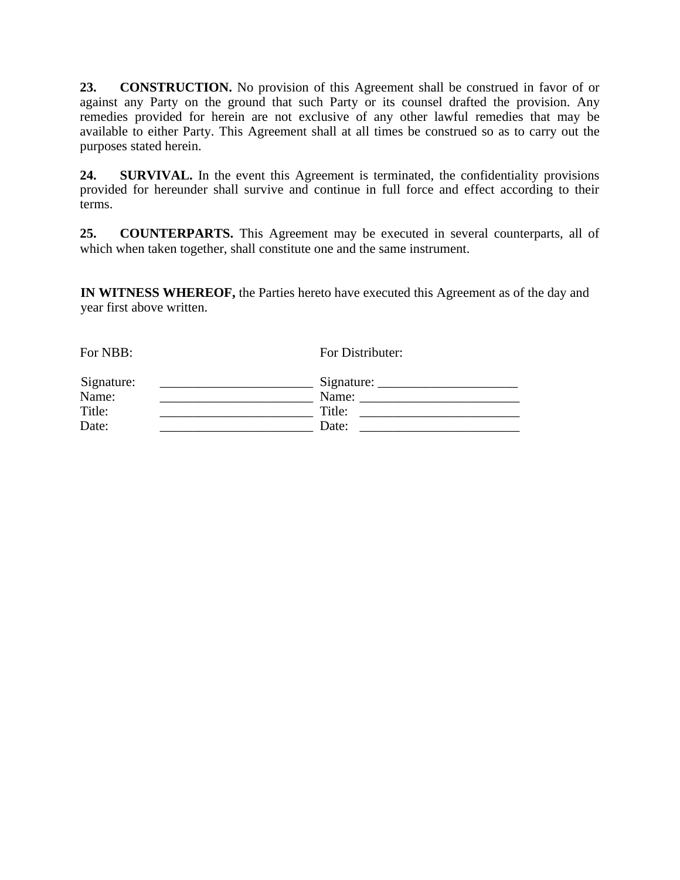**23. CONSTRUCTION.** No provision of this Agreement shall be construed in favor of or against any Party on the ground that such Party or its counsel drafted the provision. Any remedies provided for herein are not exclusive of any other lawful remedies that may be available to either Party. This Agreement shall at all times be construed so as to carry out the purposes stated herein.

**24. SURVIVAL.** In the event this Agreement is terminated, the confidentiality provisions provided for hereunder shall survive and continue in full force and effect according to their terms.

**25. COUNTERPARTS.** This Agreement may be executed in several counterparts, all of which when taken together, shall constitute one and the same instrument.

**IN WITNESS WHEREOF,** the Parties hereto have executed this Agreement as of the day and year first above written.

| For NBB: | | For Distributer: |
|---|---|---|
| Signature: | _______________________ | Signature: _____________________ |
| Name: | _______________________ | Name: ________________________ |
| Title: | _______________________ | Title: ________________________ |
| Date: | _______________________ | Date: ________________________ |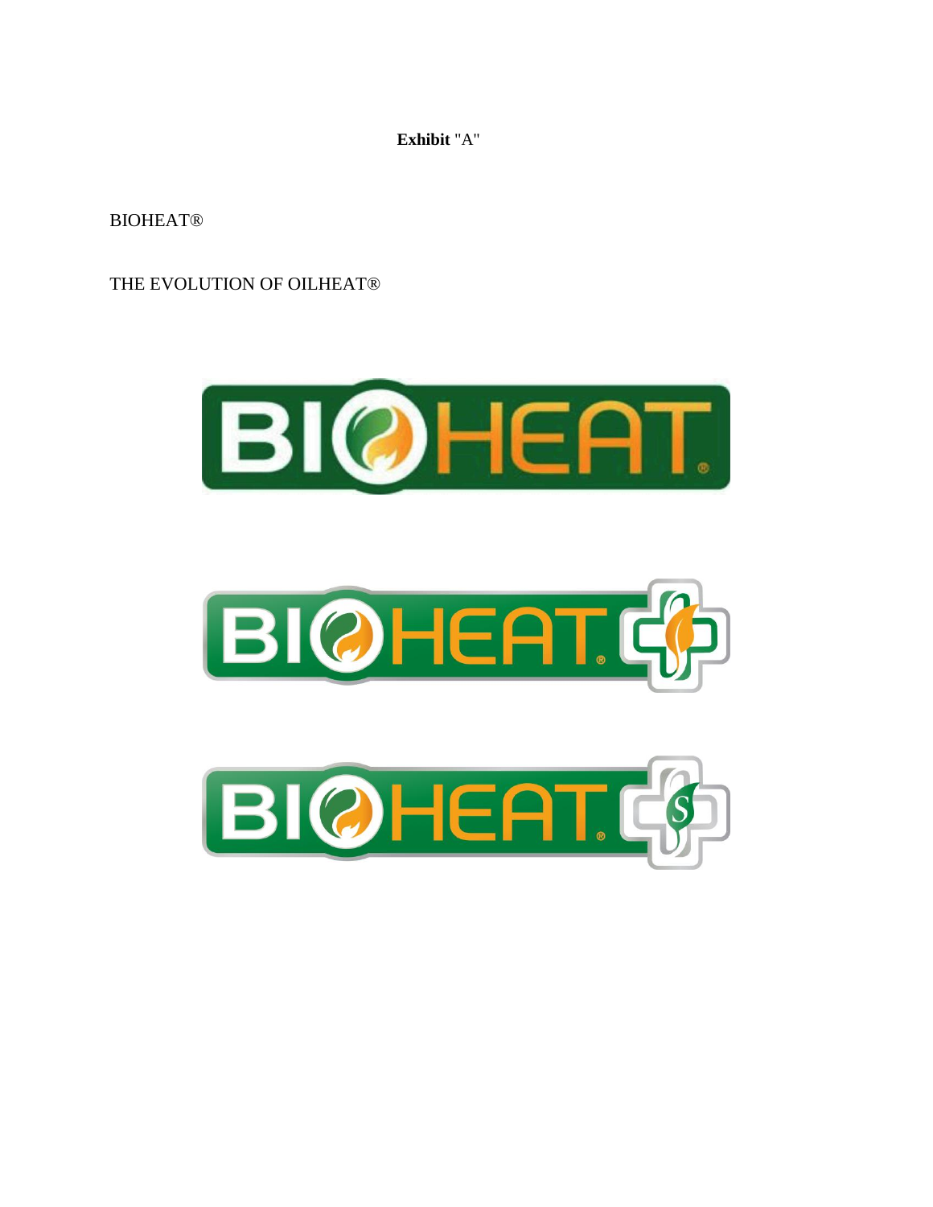**Exhibit** "A"

BIOHEAT®

THE EVOLUTION OF OILHEAT®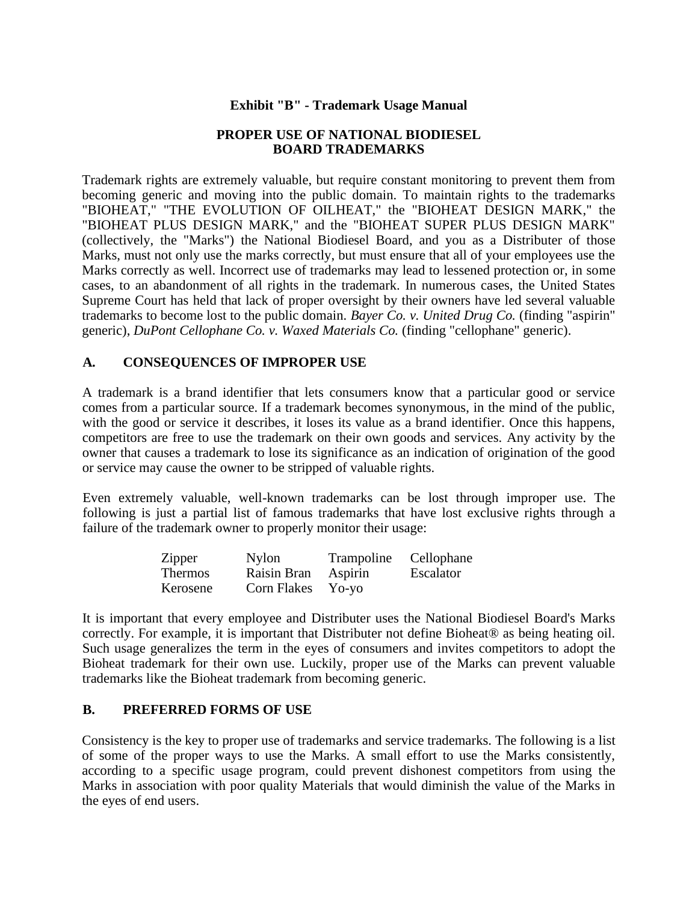**Exhibit "B" - Trademark Usage Manual**

**PROPER USE OF NATIONAL BIODIESEL BOARD TRADEMARKS**

Trademark rights are extremely valuable, but require constant monitoring to prevent them from becoming generic and moving into the public domain. To maintain rights to the trademarks "BIOHEAT," "THE EVOLUTION OF OILHEAT," the "BIOHEAT DESIGN MARK," the "BIOHEAT PLUS DESIGN MARK," and the "BIOHEAT SUPER PLUS DESIGN MARK" (collectively, the "Marks") the National Biodiesel Board, and you as a Distributer of those Marks, must not only use the marks correctly, but must ensure that all of your employees use the Marks correctly as well. Incorrect use of trademarks may lead to lessened protection or, in some cases, to an abandonment of all rights in the trademark. In numerous cases, the United States Supreme Court has held that lack of proper oversight by their owners have led several valuable trademarks to become lost to the public domain. *Bayer Co. v. United Drug Co.* (finding "aspirin" generic), *DuPont Cellophane Co. v. Waxed Materials Co.* (finding "cellophane" generic).

## A. CONSEQUENCES OF IMPROPER USE

A trademark is a brand identifier that lets consumers know that a particular good or service comes from a particular source. If a trademark becomes synonymous, in the mind of the public, with the good or service it describes, it loses its value as a brand identifier. Once this happens, competitors are free to use the trademark on their own goods and services. Any activity by the owner that causes a trademark to lose its significance as an indication of origination of the good or service may cause the owner to be stripped of valuable rights.

Even extremely valuable, well-known trademarks can be lost through improper use. The following is just a partial list of famous trademarks that have lost exclusive rights through a failure of the trademark owner to properly monitor their usage:

| | | | |
|---|---|---|---|
| Zipper | Nylon | Trampoline | Cellophane |
| Thermos | Raisin Bran | Aspirin | Escalator |
| Kerosene | Corn Flakes | Yo-yo | |

It is important that every employee and Distributer uses the National Biodiesel Board's Marks correctly. For example, it is important that Distributer not define Bioheat® as being heating oil. Such usage generalizes the term in the eyes of consumers and invites competitors to adopt the Bioheat trademark for their own use. Luckily, proper use of the Marks can prevent valuable trademarks like the Bioheat trademark from becoming generic.

## B. PREFERRED FORMS OF USE

Consistency is the key to proper use of trademarks and service trademarks. The following is a list of some of the proper ways to use the Marks. A small effort to use the Marks consistently, according to a specific usage program, could prevent dishonest competitors from using the Marks in association with poor quality Materials that would diminish the value of the Marks in the eyes of end users.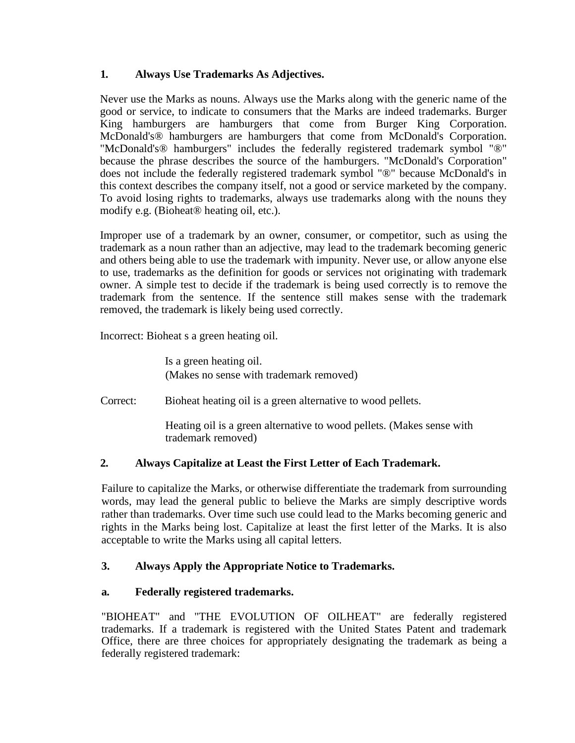## 1. Always Use Trademarks As Adjectives.

Never use the Marks as nouns. Always use the Marks along with the generic name of the good or service, to indicate to consumers that the Marks are indeed trademarks. Burger King hamburgers are hamburgers that come from Burger King Corporation. McDonald's® hamburgers are hamburgers that come from McDonald's Corporation. "McDonald's® hamburgers" includes the federally registered trademark symbol "®" because the phrase describes the source of the hamburgers. "McDonald's Corporation" does not include the federally registered trademark symbol "®" because McDonald's in this context describes the company itself, not a good or service marketed by the company. To avoid losing rights to trademarks, always use trademarks along with the nouns they modify e.g. (Bioheat® heating oil, etc.).

Improper use of a trademark by an owner, consumer, or competitor, such as using the trademark as a noun rather than an adjective, may lead to the trademark becoming generic and others being able to use the trademark with impunity. Never use, or allow anyone else to use, trademarks as the definition for goods or services not originating with trademark owner. A simple test to decide if the trademark is being used correctly is to remove the trademark from the sentence. If the sentence still makes sense with the trademark removed, the trademark is likely being used correctly.

Incorrect: Bioheat s a green heating oil.

> Is a green heating oil.
> (Makes no sense with trademark removed)

Correct: Bioheat heating oil is a green alternative to wood pellets.

> Heating oil is a green alternative to wood pellets. (Makes sense with trademark removed)

## 2. Always Capitalize at Least the First Letter of Each Trademark.

Failure to capitalize the Marks, or otherwise differentiate the trademark from surrounding words, may lead the general public to believe the Marks are simply descriptive words rather than trademarks. Over time such use could lead to the Marks becoming generic and rights in the Marks being lost. Capitalize at least the first letter of the Marks. It is also acceptable to write the Marks using all capital letters.

## 3. Always Apply the Appropriate Notice to Trademarks.

### a. Federally registered trademarks.

"BIOHEAT" and "THE EVOLUTION OF OILHEAT" are federally registered trademarks. If a trademark is registered with the United States Patent and trademark Office, there are three choices for appropriately designating the trademark as being a federally registered trademark: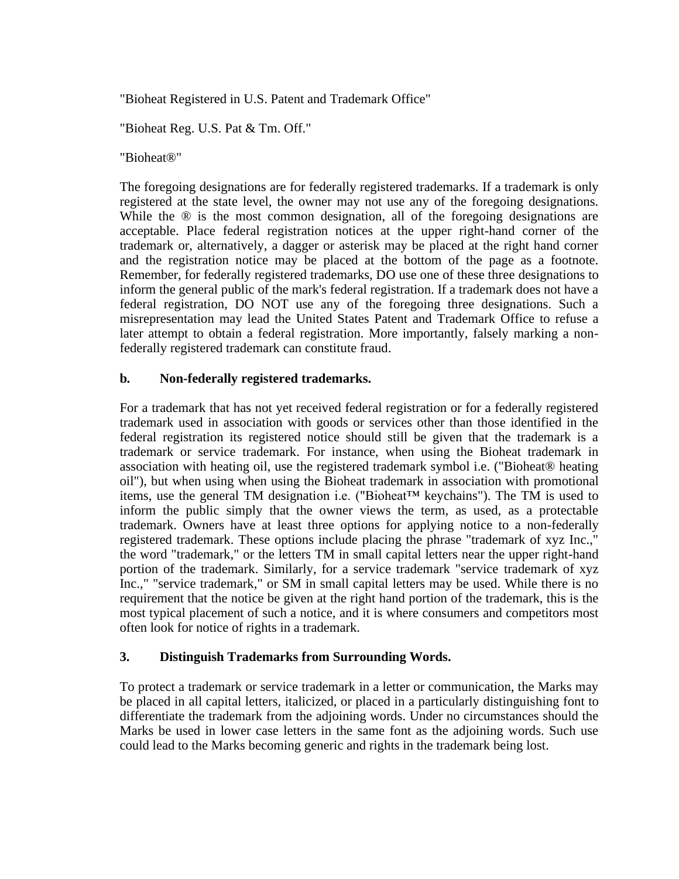"Bioheat Registered in U.S. Patent and Trademark Office"

"Bioheat Reg. U.S. Pat & Tm. Off."

"Bioheat®"

The foregoing designations are for federally registered trademarks. If a trademark is only registered at the state level, the owner may not use any of the foregoing designations. While the ® is the most common designation, all of the foregoing designations are acceptable. Place federal registration notices at the upper right-hand corner of the trademark or, alternatively, a dagger or asterisk may be placed at the right hand corner and the registration notice may be placed at the bottom of the page as a footnote. Remember, for federally registered trademarks, DO use one of these three designations to inform the general public of the mark's federal registration. If a trademark does not have a federal registration, DO NOT use any of the foregoing three designations. Such a misrepresentation may lead the United States Patent and Trademark Office to refuse a later attempt to obtain a federal registration. More importantly, falsely marking a non-federally registered trademark can constitute fraud.

**b. Non-federally registered trademarks.**

For a trademark that has not yet received federal registration or for a federally registered trademark used in association with goods or services other than those identified in the federal registration its registered notice should still be given that the trademark is a trademark or service trademark. For instance, when using the Bioheat trademark in association with heating oil, use the registered trademark symbol i.e. ("Bioheat® heating oil"), but when using when using the Bioheat trademark in association with promotional items, use the general TM designation i.e. ("Bioheat™ keychains"). The TM is used to inform the public simply that the owner views the term, as used, as a protectable trademark. Owners have at least three options for applying notice to a non-federally registered trademark. These options include placing the phrase "trademark of xyz Inc.," the word "trademark," or the letters TM in small capital letters near the upper right-hand portion of the trademark. Similarly, for a service trademark "service trademark of xyz Inc.," "service trademark," or SM in small capital letters may be used. While there is no requirement that the notice be given at the right hand portion of the trademark, this is the most typical placement of such a notice, and it is where consumers and competitors most often look for notice of rights in a trademark.

**3. Distinguish Trademarks from Surrounding Words.**

To protect a trademark or service trademark in a letter or communication, the Marks may be placed in all capital letters, italicized, or placed in a particularly distinguishing font to differentiate the trademark from the adjoining words. Under no circumstances should the Marks be used in lower case letters in the same font as the adjoining words. Such use could lead to the Marks becoming generic and rights in the trademark being lost.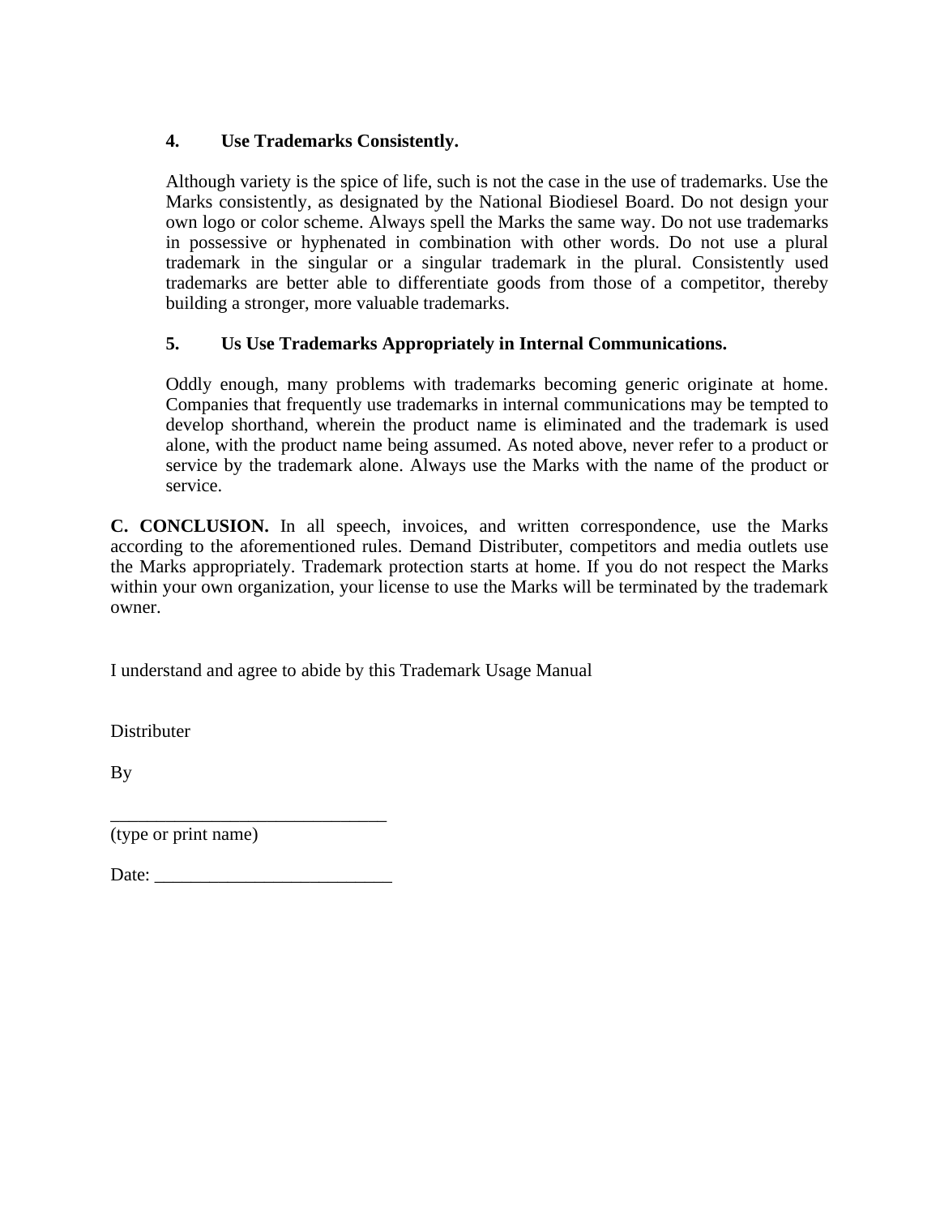**4. Use Trademarks Consistently.**

Although variety is the spice of life, such is not the case in the use of trademarks. Use the Marks consistently, as designated by the National Biodiesel Board. Do not design your own logo or color scheme. Always spell the Marks the same way. Do not use trademarks in possessive or hyphenated in combination with other words. Do not use a plural trademark in the singular or a singular trademark in the plural. Consistently used trademarks are better able to differentiate goods from those of a competitor, thereby building a stronger, more valuable trademarks.

**5. Us Use Trademarks Appropriately in Internal Communications.**

Oddly enough, many problems with trademarks becoming generic originate at home. Companies that frequently use trademarks in internal communications may be tempted to develop shorthand, wherein the product name is eliminated and the trademark is used alone, with the product name being assumed. As noted above, never refer to a product or service by the trademark alone. Always use the Marks with the name of the product or service.

**C. CONCLUSION.** In all speech, invoices, and written correspondence, use the Marks according to the aforementioned rules. Demand Distributer, competitors and media outlets use the Marks appropriately. Trademark protection starts at home. If you do not respect the Marks within your own organization, your license to use the Marks will be terminated by the trademark owner.

I understand and agree to abide by this Trademark Usage Manual

Distributer

By

______________________________
(type or print name)

Date: __________________________